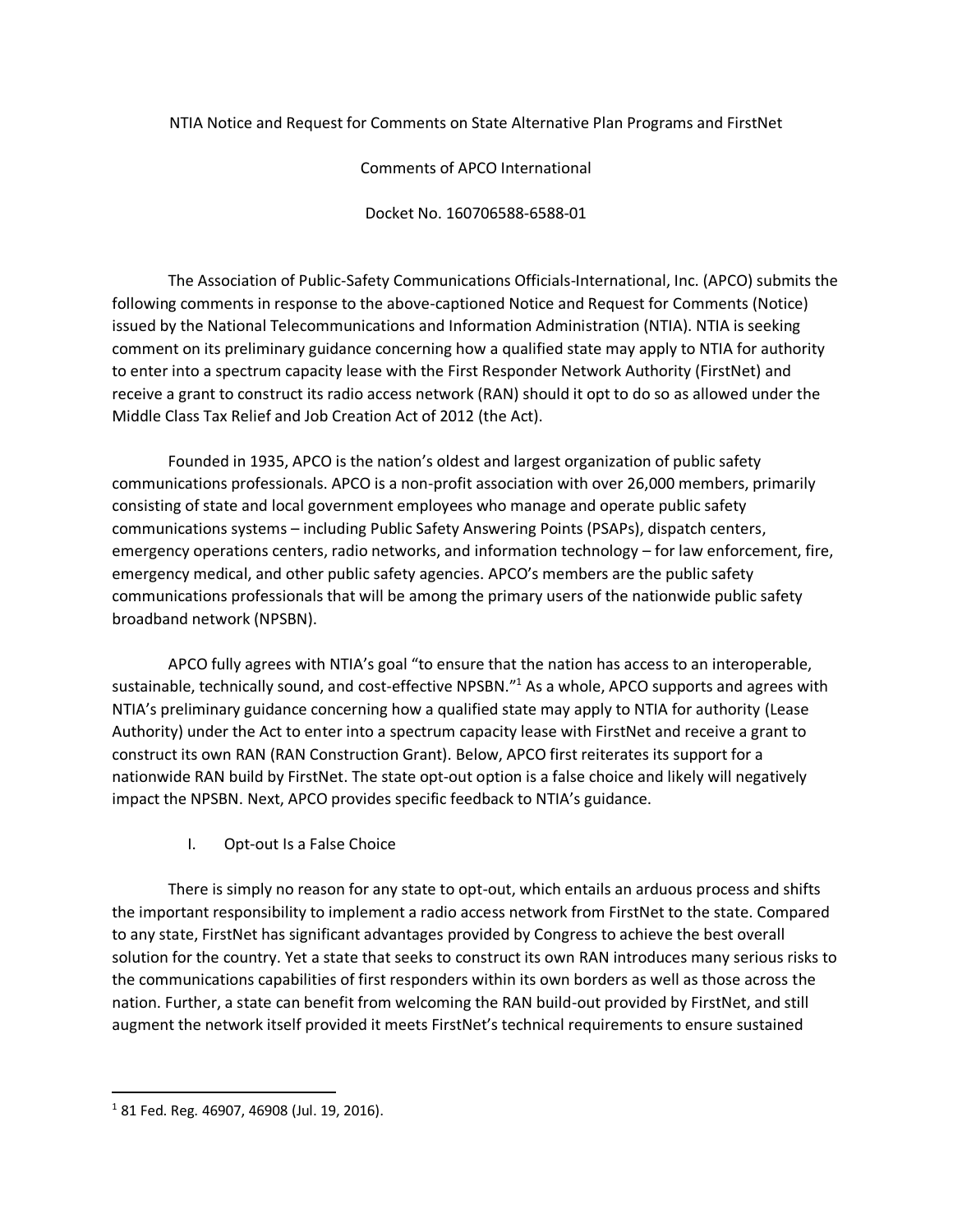NTIA Notice and Request for Comments on State Alternative Plan Programs and FirstNet

Comments of APCO International

Docket No. 160706588-6588-01

The Association of Public-Safety Communications Officials-International, Inc. (APCO) submits the following comments in response to the above-captioned Notice and Request for Comments (Notice) issued by the National Telecommunications and Information Administration (NTIA). NTIA is seeking comment on its preliminary guidance concerning how a qualified state may apply to NTIA for authority to enter into a spectrum capacity lease with the First Responder Network Authority (FirstNet) and receive a grant to construct its radio access network (RAN) should it opt to do so as allowed under the Middle Class Tax Relief and Job Creation Act of 2012 (the Act).

Founded in 1935, APCO is the nation's oldest and largest organization of public safety communications professionals. APCO is a non-profit association with over 26,000 members, primarily consisting of state and local government employees who manage and operate public safety communications systems – including Public Safety Answering Points (PSAPs), dispatch centers, emergency operations centers, radio networks, and information technology – for law enforcement, fire, emergency medical, and other public safety agencies. APCO's members are the public safety communications professionals that will be among the primary users of the nationwide public safety broadband network (NPSBN).

APCO fully agrees with NTIA's goal "to ensure that the nation has access to an interoperable, sustainable, technically sound, and cost-effective NPSBN."[1] As a whole, APCO supports and agrees with NTIA's preliminary guidance concerning how a qualified state may apply to NTIA for authority (Lease Authority) under the Act to enter into a spectrum capacity lease with FirstNet and receive a grant to construct its own RAN (RAN Construction Grant). Below, APCO first reiterates its support for a nationwide RAN build by FirstNet. The state opt-out option is a false choice and likely will negatively impact the NPSBN. Next, APCO provides specific feedback to NTIA's guidance.

## I. Opt-out Is a False Choice

There is simply no reason for any state to opt-out, which entails an arduous process and shifts the important responsibility to implement a radio access network from FirstNet to the state. Compared to any state, FirstNet has significant advantages provided by Congress to achieve the best overall solution for the country. Yet a state that seeks to construct its own RAN introduces many serious risks to the communications capabilities of first responders within its own borders as well as those across the nation. Further, a state can benefit from welcoming the RAN build-out provided by FirstNet, and still augment the network itself provided it meets FirstNet's technical requirements to ensure sustained

---

[1] 81 Fed. Reg. 46907, 46908 (Jul. 19, 2016).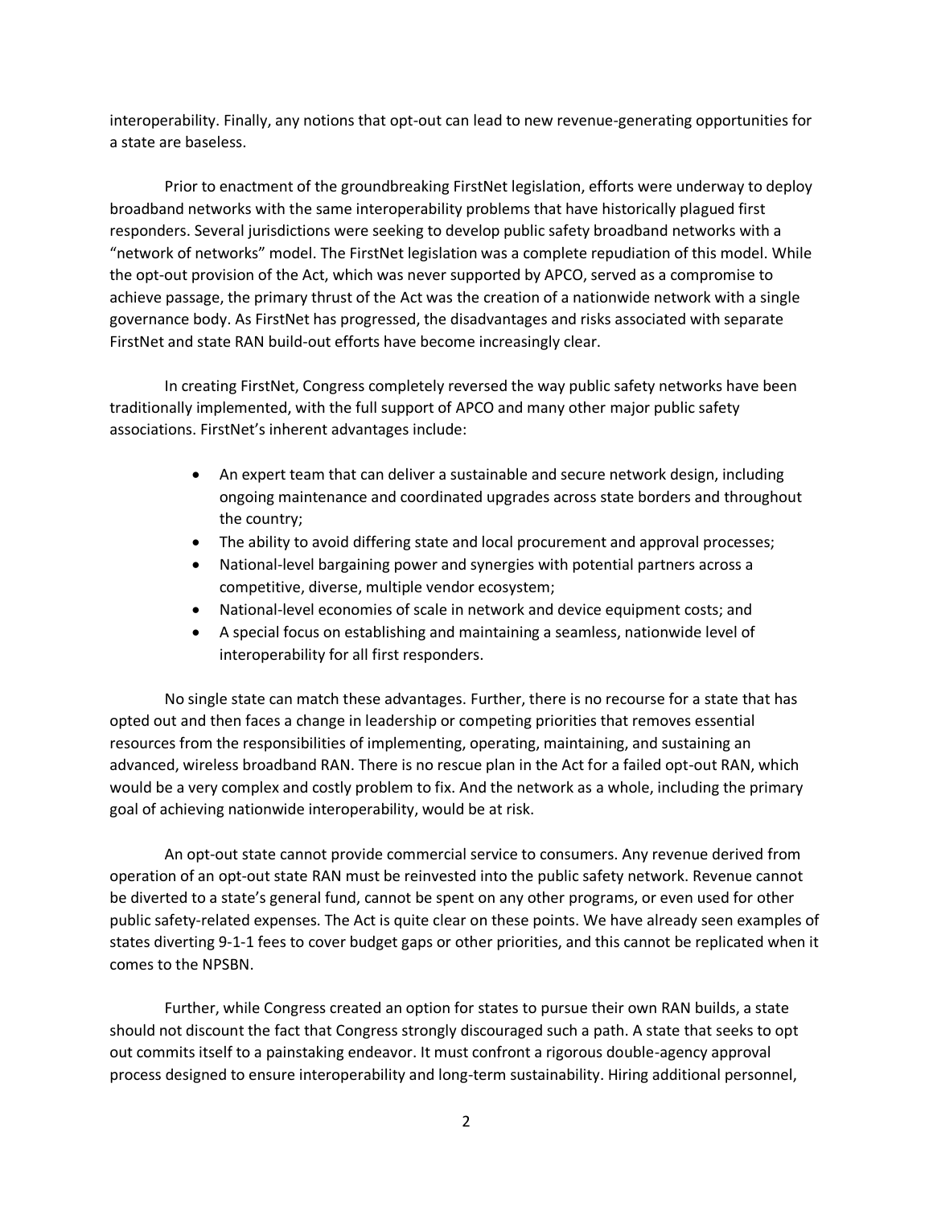interoperability. Finally, any notions that opt-out can lead to new revenue-generating opportunities for a state are baseless.

Prior to enactment of the groundbreaking FirstNet legislation, efforts were underway to deploy broadband networks with the same interoperability problems that have historically plagued first responders. Several jurisdictions were seeking to develop public safety broadband networks with a "network of networks" model. The FirstNet legislation was a complete repudiation of this model. While the opt-out provision of the Act, which was never supported by APCO, served as a compromise to achieve passage, the primary thrust of the Act was the creation of a nationwide network with a single governance body. As FirstNet has progressed, the disadvantages and risks associated with separate FirstNet and state RAN build-out efforts have become increasingly clear.

In creating FirstNet, Congress completely reversed the way public safety networks have been traditionally implemented, with the full support of APCO and many other major public safety associations. FirstNet's inherent advantages include:

- An expert team that can deliver a sustainable and secure network design, including ongoing maintenance and coordinated upgrades across state borders and throughout the country;
- The ability to avoid differing state and local procurement and approval processes;
- National-level bargaining power and synergies with potential partners across a competitive, diverse, multiple vendor ecosystem;
- National-level economies of scale in network and device equipment costs; and
- A special focus on establishing and maintaining a seamless, nationwide level of interoperability for all first responders.

No single state can match these advantages. Further, there is no recourse for a state that has opted out and then faces a change in leadership or competing priorities that removes essential resources from the responsibilities of implementing, operating, maintaining, and sustaining an advanced, wireless broadband RAN. There is no rescue plan in the Act for a failed opt-out RAN, which would be a very complex and costly problem to fix. And the network as a whole, including the primary goal of achieving nationwide interoperability, would be at risk.

An opt-out state cannot provide commercial service to consumers. Any revenue derived from operation of an opt-out state RAN must be reinvested into the public safety network. Revenue cannot be diverted to a state's general fund, cannot be spent on any other programs, or even used for other public safety-related expenses. The Act is quite clear on these points. We have already seen examples of states diverting 9-1-1 fees to cover budget gaps or other priorities, and this cannot be replicated when it comes to the NPSBN.

Further, while Congress created an option for states to pursue their own RAN builds, a state should not discount the fact that Congress strongly discouraged such a path. A state that seeks to opt out commits itself to a painstaking endeavor. It must confront a rigorous double-agency approval process designed to ensure interoperability and long-term sustainability. Hiring additional personnel,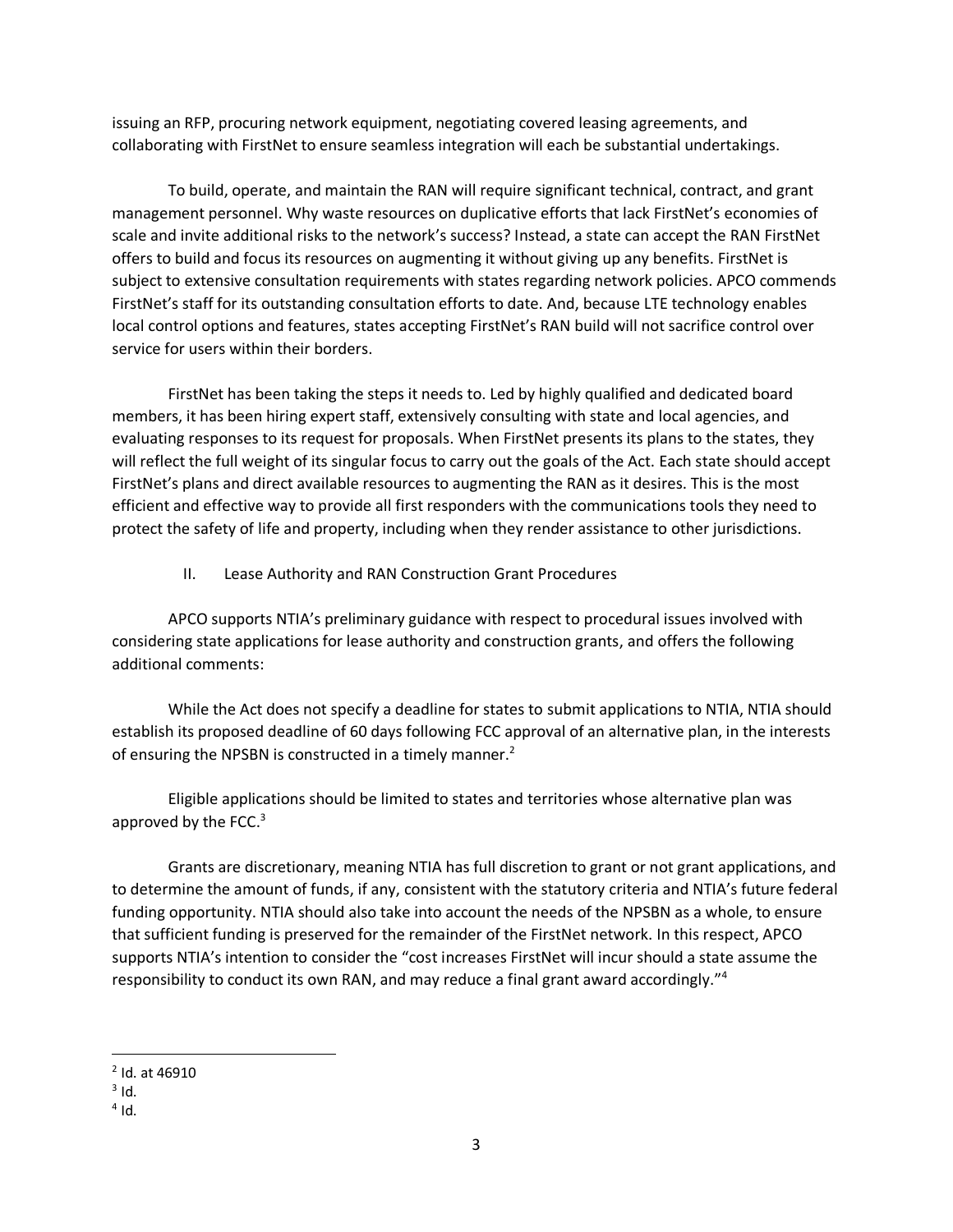issuing an RFP, procuring network equipment, negotiating covered leasing agreements, and collaborating with FirstNet to ensure seamless integration will each be substantial undertakings.

To build, operate, and maintain the RAN will require significant technical, contract, and grant management personnel. Why waste resources on duplicative efforts that lack FirstNet's economies of scale and invite additional risks to the network's success? Instead, a state can accept the RAN FirstNet offers to build and focus its resources on augmenting it without giving up any benefits. FirstNet is subject to extensive consultation requirements with states regarding network policies. APCO commends FirstNet's staff for its outstanding consultation efforts to date. And, because LTE technology enables local control options and features, states accepting FirstNet's RAN build will not sacrifice control over service for users within their borders.

FirstNet has been taking the steps it needs to. Led by highly qualified and dedicated board members, it has been hiring expert staff, extensively consulting with state and local agencies, and evaluating responses to its request for proposals. When FirstNet presents its plans to the states, they will reflect the full weight of its singular focus to carry out the goals of the Act. Each state should accept FirstNet's plans and direct available resources to augmenting the RAN as it desires. This is the most efficient and effective way to provide all first responders with the communications tools they need to protect the safety of life and property, including when they render assistance to other jurisdictions.

## II. Lease Authority and RAN Construction Grant Procedures

APCO supports NTIA's preliminary guidance with respect to procedural issues involved with considering state applications for lease authority and construction grants, and offers the following additional comments:

While the Act does not specify a deadline for states to submit applications to NTIA, NTIA should establish its proposed deadline of 60 days following FCC approval of an alternative plan, in the interests of ensuring the NPSBN is constructed in a timely manner.[2]

Eligible applications should be limited to states and territories whose alternative plan was approved by the FCC.[3]

Grants are discretionary, meaning NTIA has full discretion to grant or not grant applications, and to determine the amount of funds, if any, consistent with the statutory criteria and NTIA's future federal funding opportunity. NTIA should also take into account the needs of the NPSBN as a whole, to ensure that sufficient funding is preserved for the remainder of the FirstNet network. In this respect, APCO supports NTIA's intention to consider the "cost increases FirstNet will incur should a state assume the responsibility to conduct its own RAN, and may reduce a final grant award accordingly."[4]

---

[2] Id. at 46910

[3] Id.

[4] Id.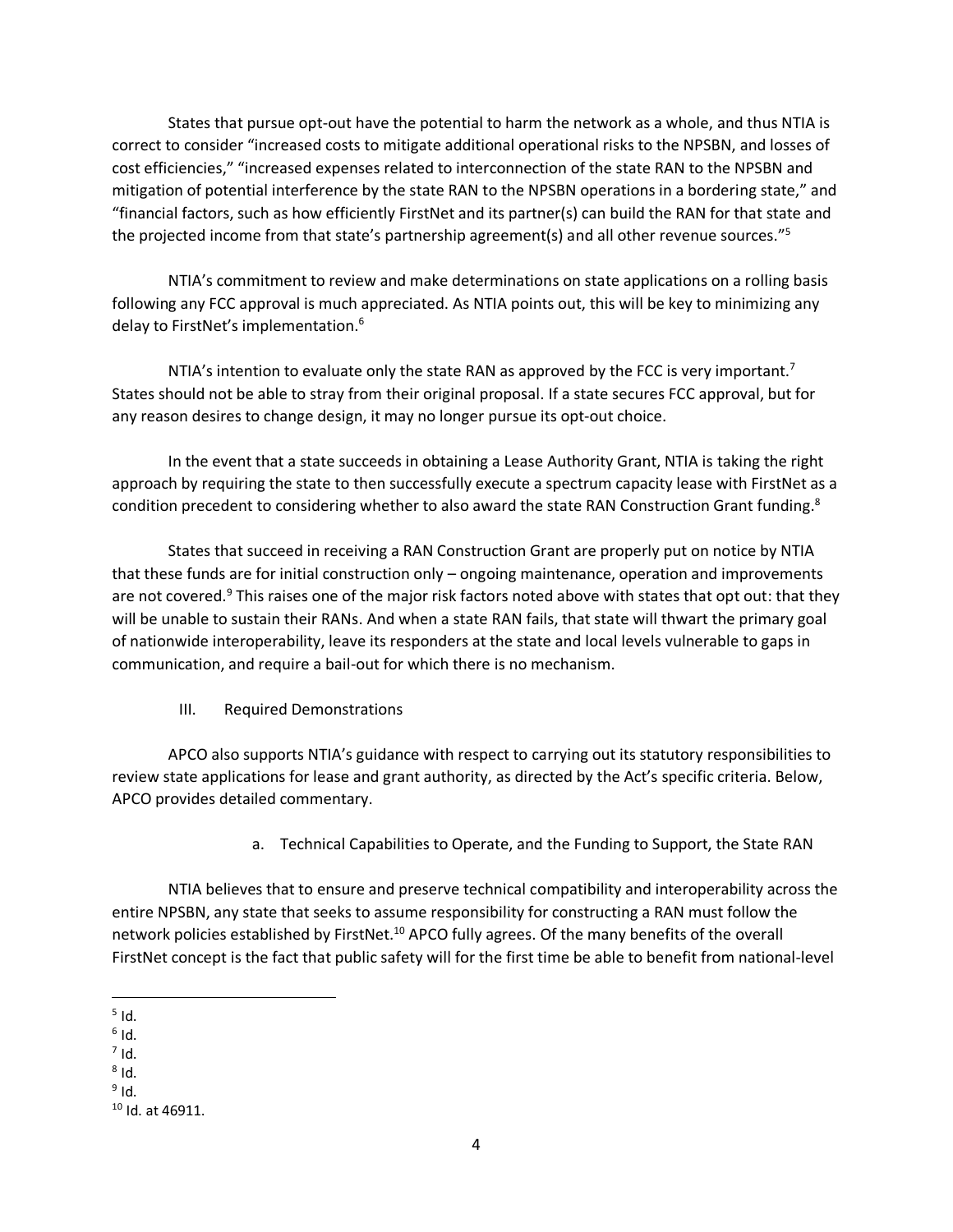States that pursue opt-out have the potential to harm the network as a whole, and thus NTIA is correct to consider "increased costs to mitigate additional operational risks to the NPSBN, and losses of cost efficiencies," "increased expenses related to interconnection of the state RAN to the NPSBN and mitigation of potential interference by the state RAN to the NPSBN operations in a bordering state," and "financial factors, such as how efficiently FirstNet and its partner(s) can build the RAN for that state and the projected income from that state's partnership agreement(s) and all other revenue sources."[5]

NTIA's commitment to review and make determinations on state applications on a rolling basis following any FCC approval is much appreciated. As NTIA points out, this will be key to minimizing any delay to FirstNet's implementation.[6]

NTIA's intention to evaluate only the state RAN as approved by the FCC is very important.[7] States should not be able to stray from their original proposal. If a state secures FCC approval, but for any reason desires to change design, it may no longer pursue its opt-out choice.

In the event that a state succeeds in obtaining a Lease Authority Grant, NTIA is taking the right approach by requiring the state to then successfully execute a spectrum capacity lease with FirstNet as a condition precedent to considering whether to also award the state RAN Construction Grant funding.[8]

States that succeed in receiving a RAN Construction Grant are properly put on notice by NTIA that these funds are for initial construction only – ongoing maintenance, operation and improvements are not covered.[9] This raises one of the major risk factors noted above with states that opt out: that they will be unable to sustain their RANs. And when a state RAN fails, that state will thwart the primary goal of nationwide interoperability, leave its responders at the state and local levels vulnerable to gaps in communication, and require a bail-out for which there is no mechanism.

## III. Required Demonstrations

APCO also supports NTIA's guidance with respect to carrying out its statutory responsibilities to review state applications for lease and grant authority, as directed by the Act's specific criteria. Below, APCO provides detailed commentary.

### a. Technical Capabilities to Operate, and the Funding to Support, the State RAN

NTIA believes that to ensure and preserve technical compatibility and interoperability across the entire NPSBN, any state that seeks to assume responsibility for constructing a RAN must follow the network policies established by FirstNet.[10] APCO fully agrees. Of the many benefits of the overall FirstNet concept is the fact that public safety will for the first time be able to benefit from national-level

---

[5] Id.

[6] Id.

[7] Id.

[8] Id.

[9] Id.

[10] Id. at 46911.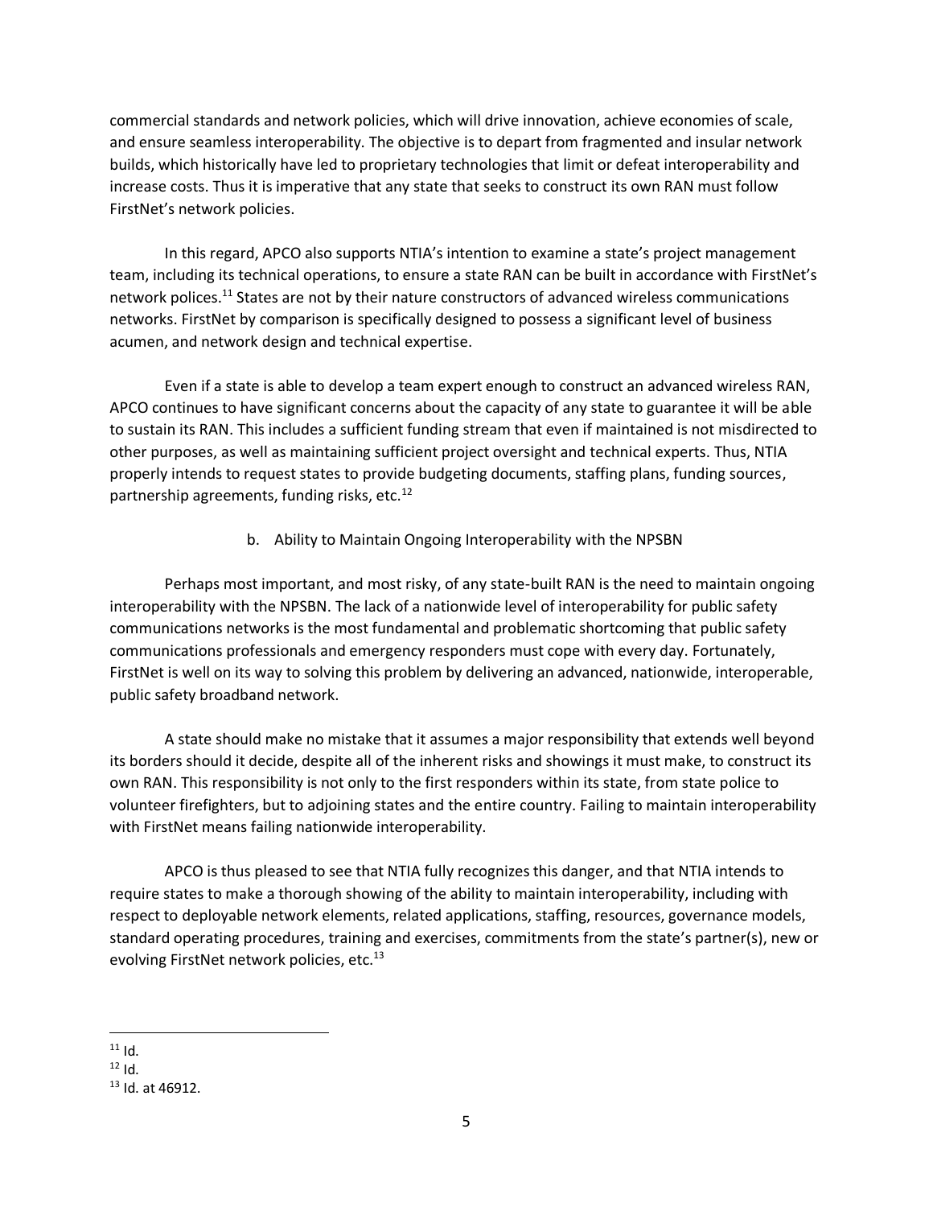commercial standards and network policies, which will drive innovation, achieve economies of scale, and ensure seamless interoperability. The objective is to depart from fragmented and insular network builds, which historically have led to proprietary technologies that limit or defeat interoperability and increase costs. Thus it is imperative that any state that seeks to construct its own RAN must follow FirstNet's network policies.

In this regard, APCO also supports NTIA's intention to examine a state's project management team, including its technical operations, to ensure a state RAN can be built in accordance with FirstNet's network polices.[11] States are not by their nature constructors of advanced wireless communications networks. FirstNet by comparison is specifically designed to possess a significant level of business acumen, and network design and technical expertise.

Even if a state is able to develop a team expert enough to construct an advanced wireless RAN, APCO continues to have significant concerns about the capacity of any state to guarantee it will be able to sustain its RAN. This includes a sufficient funding stream that even if maintained is not misdirected to other purposes, as well as maintaining sufficient project oversight and technical experts. Thus, NTIA properly intends to request states to provide budgeting documents, staffing plans, funding sources, partnership agreements, funding risks, etc.[12]

### b. Ability to Maintain Ongoing Interoperability with the NPSBN

Perhaps most important, and most risky, of any state-built RAN is the need to maintain ongoing interoperability with the NPSBN. The lack of a nationwide level of interoperability for public safety communications networks is the most fundamental and problematic shortcoming that public safety communications professionals and emergency responders must cope with every day. Fortunately, FirstNet is well on its way to solving this problem by delivering an advanced, nationwide, interoperable, public safety broadband network.

A state should make no mistake that it assumes a major responsibility that extends well beyond its borders should it decide, despite all of the inherent risks and showings it must make, to construct its own RAN. This responsibility is not only to the first responders within its state, from state police to volunteer firefighters, but to adjoining states and the entire country. Failing to maintain interoperability with FirstNet means failing nationwide interoperability.

APCO is thus pleased to see that NTIA fully recognizes this danger, and that NTIA intends to require states to make a thorough showing of the ability to maintain interoperability, including with respect to deployable network elements, related applications, staffing, resources, governance models, standard operating procedures, training and exercises, commitments from the state's partner(s), new or evolving FirstNet network policies, etc.[13]

---

[11] Id.

[12] Id.

[13] Id. at 46912.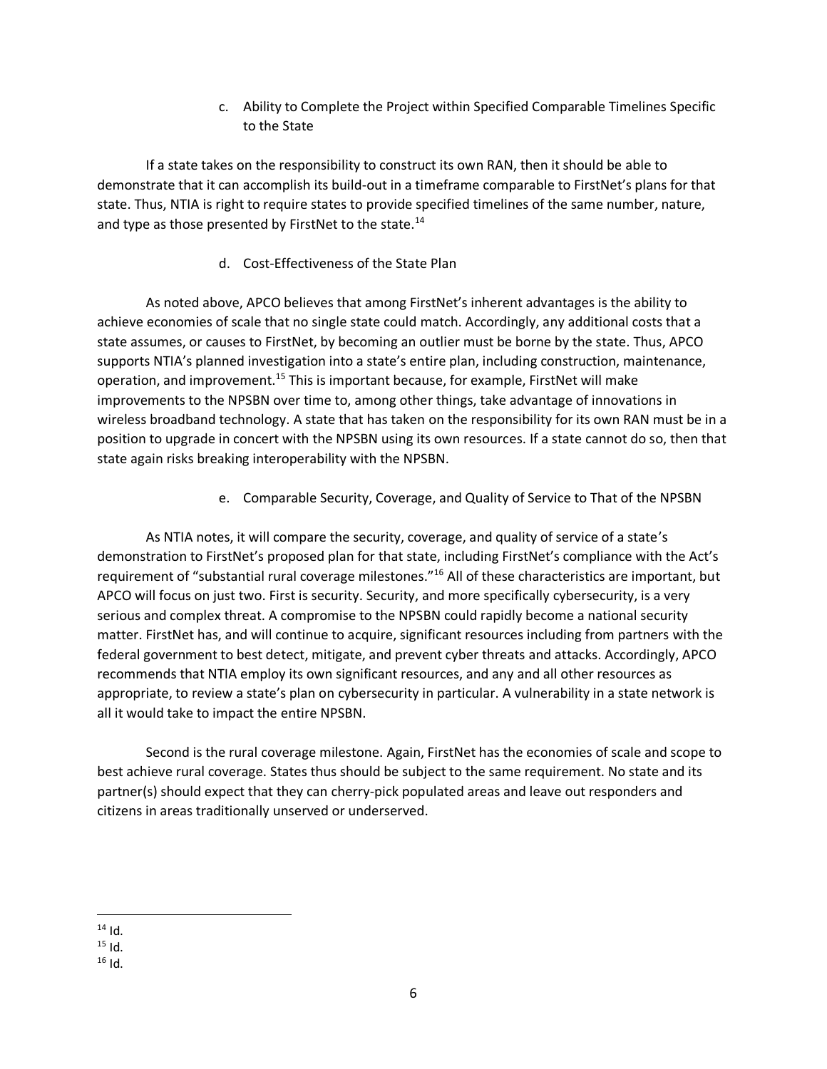c. Ability to Complete the Project within Specified Comparable Timelines Specific to the State

If a state takes on the responsibility to construct its own RAN, then it should be able to demonstrate that it can accomplish its build-out in a timeframe comparable to FirstNet's plans for that state. Thus, NTIA is right to require states to provide specified timelines of the same number, nature, and type as those presented by FirstNet to the state.[14]

d. Cost-Effectiveness of the State Plan

As noted above, APCO believes that among FirstNet's inherent advantages is the ability to achieve economies of scale that no single state could match. Accordingly, any additional costs that a state assumes, or causes to FirstNet, by becoming an outlier must be borne by the state. Thus, APCO supports NTIA's planned investigation into a state's entire plan, including construction, maintenance, operation, and improvement.[15] This is important because, for example, FirstNet will make improvements to the NPSBN over time to, among other things, take advantage of innovations in wireless broadband technology. A state that has taken on the responsibility for its own RAN must be in a position to upgrade in concert with the NPSBN using its own resources. If a state cannot do so, then that state again risks breaking interoperability with the NPSBN.

e. Comparable Security, Coverage, and Quality of Service to That of the NPSBN

As NTIA notes, it will compare the security, coverage, and quality of service of a state's demonstration to FirstNet's proposed plan for that state, including FirstNet's compliance with the Act's requirement of "substantial rural coverage milestones."[16] All of these characteristics are important, but APCO will focus on just two. First is security. Security, and more specifically cybersecurity, is a very serious and complex threat. A compromise to the NPSBN could rapidly become a national security matter. FirstNet has, and will continue to acquire, significant resources including from partners with the federal government to best detect, mitigate, and prevent cyber threats and attacks. Accordingly, APCO recommends that NTIA employ its own significant resources, and any and all other resources as appropriate, to review a state's plan on cybersecurity in particular. A vulnerability in a state network is all it would take to impact the entire NPSBN.

Second is the rural coverage milestone. Again, FirstNet has the economies of scale and scope to best achieve rural coverage. States thus should be subject to the same requirement. No state and its partner(s) should expect that they can cherry-pick populated areas and leave out responders and citizens in areas traditionally unserved or underserved.

---

[14] Id.

[15] Id.

[16] Id.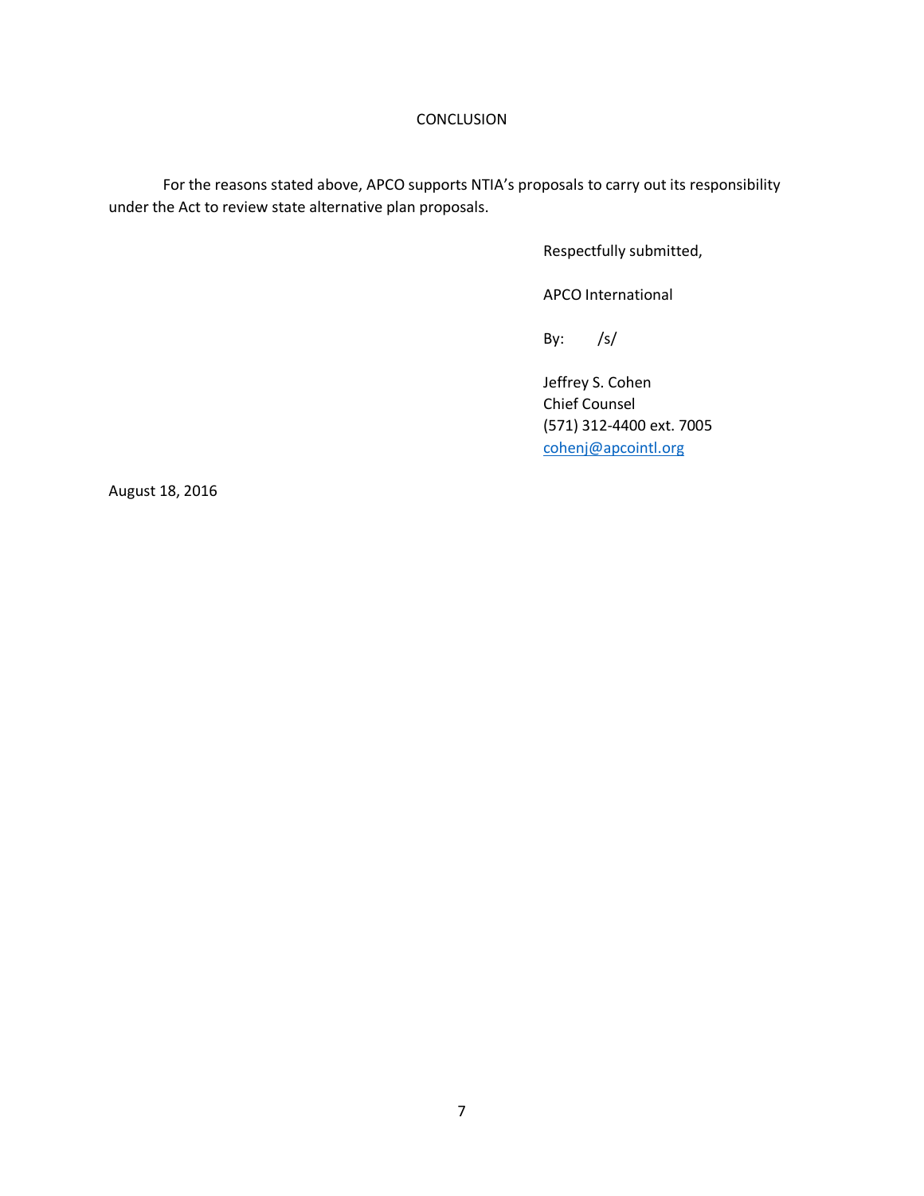## CONCLUSION

For the reasons stated above, APCO supports NTIA's proposals to carry out its responsibility under the Act to review state alternative plan proposals.

Respectfully submitted,

APCO International

By: /s/

Jeffrey S. Cohen
Chief Counsel
(571) 312-4400 ext. 7005
cohenj@apcointl.org

August 18, 2016